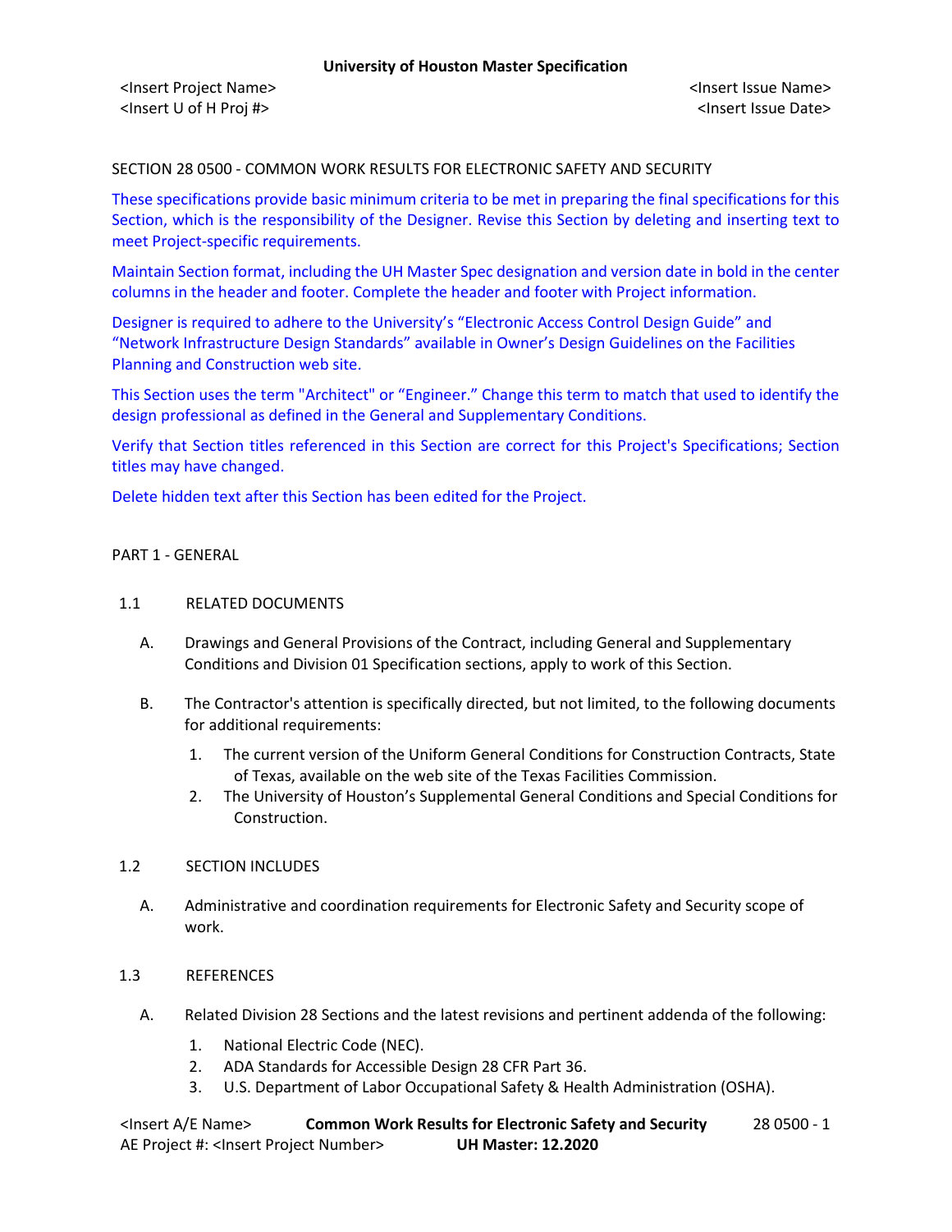**University of Houston Master Specification**

<Insert Project Name> <Insert Issue Name>
<Insert U of H Proj #> <Insert Issue Date>

SECTION 28 0500 - COMMON WORK RESULTS FOR ELECTRONIC SAFETY AND SECURITY

These specifications provide basic minimum criteria to be met in preparing the final specifications for this Section, which is the responsibility of the Designer. Revise this Section by deleting and inserting text to meet Project-specific requirements.

Maintain Section format, including the UH Master Spec designation and version date in bold in the center columns in the header and footer. Complete the header and footer with Project information.

Designer is required to adhere to the University's "Electronic Access Control Design Guide" and "Network Infrastructure Design Standards" available in Owner's Design Guidelines on the Facilities Planning and Construction web site.

This Section uses the term "Architect" or "Engineer." Change this term to match that used to identify the design professional as defined in the General and Supplementary Conditions.

Verify that Section titles referenced in this Section are correct for this Project's Specifications; Section titles may have changed.

Delete hidden text after this Section has been edited for the Project.

PART 1 - GENERAL

1.1 RELATED DOCUMENTS

A. Drawings and General Provisions of the Contract, including General and Supplementary Conditions and Division 01 Specification sections, apply to work of this Section.

B. The Contractor's attention is specifically directed, but not limited, to the following documents for additional requirements:

1. The current version of the Uniform General Conditions for Construction Contracts, State of Texas, available on the web site of the Texas Facilities Commission.
2. The University of Houston's Supplemental General Conditions and Special Conditions for Construction.

1.2 SECTION INCLUDES

A. Administrative and coordination requirements for Electronic Safety and Security scope of work.

1.3 REFERENCES

A. Related Division 28 Sections and the latest revisions and pertinent addenda of the following:

1. National Electric Code (NEC).
2. ADA Standards for Accessible Design 28 CFR Part 36.
3. U.S. Department of Labor Occupational Safety & Health Administration (OSHA).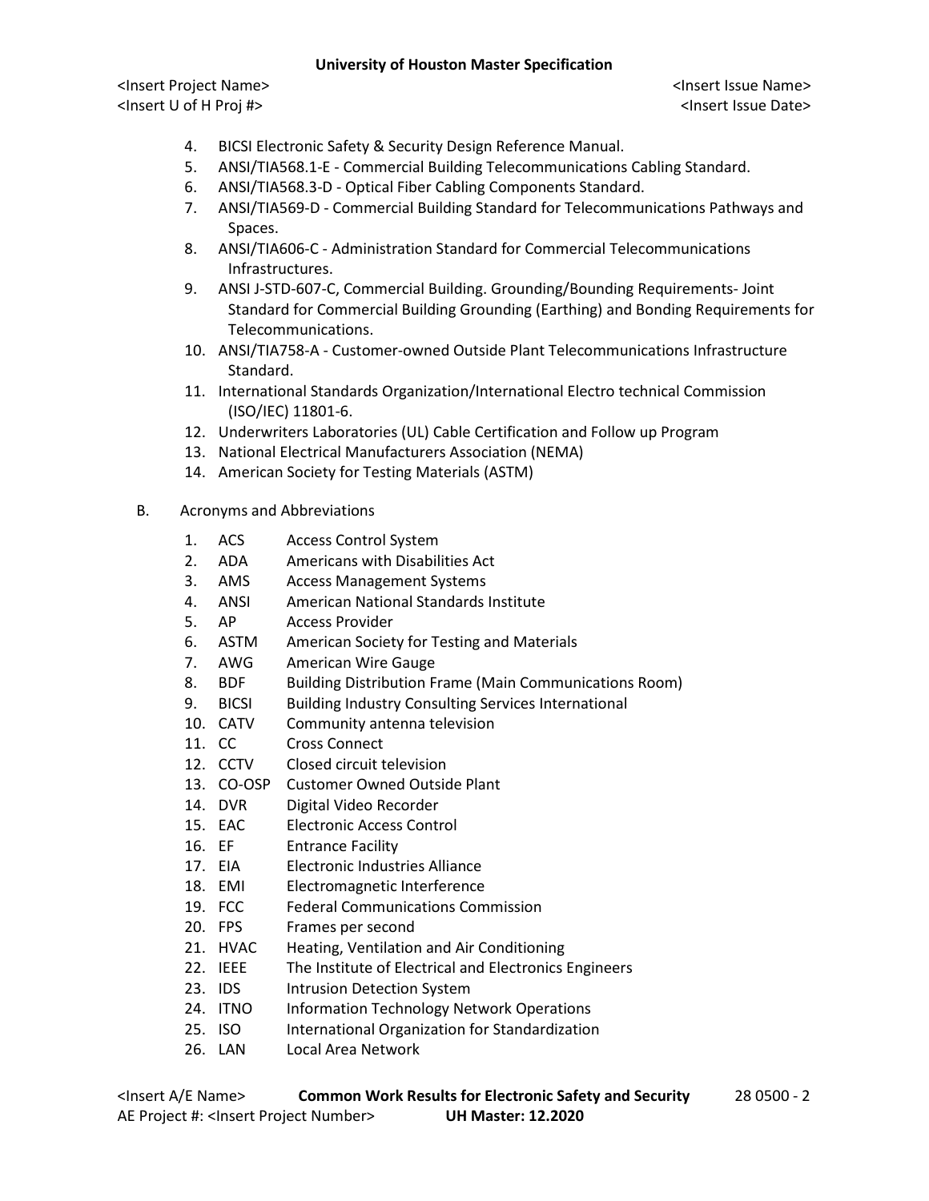4. BICSI Electronic Safety & Security Design Reference Manual.
5. ANSI/TIA568.1-E - Commercial Building Telecommunications Cabling Standard.
6. ANSI/TIA568.3-D - Optical Fiber Cabling Components Standard.
7. ANSI/TIA569-D - Commercial Building Standard for Telecommunications Pathways and Spaces.
8. ANSI/TIA606-C - Administration Standard for Commercial Telecommunications Infrastructures.
9. ANSI J-STD-607-C, Commercial Building. Grounding/Bounding Requirements- Joint Standard for Commercial Building Grounding (Earthing) and Bonding Requirements for Telecommunications.
10. ANSI/TIA758-A - Customer-owned Outside Plant Telecommunications Infrastructure Standard.
11. International Standards Organization/International Electro technical Commission (ISO/IEC) 11801-6.
12. Underwriters Laboratories (UL) Cable Certification and Follow up Program
13. National Electrical Manufacturers Association (NEMA)
14. American Society for Testing Materials (ASTM)

B. Acronyms and Abbreviations

1. ACS Access Control System
2. ADA Americans with Disabilities Act
3. AMS Access Management Systems
4. ANSI American National Standards Institute
5. AP Access Provider
6. ASTM American Society for Testing and Materials
7. AWG American Wire Gauge
8. BDF Building Distribution Frame (Main Communications Room)
9. BICSI Building Industry Consulting Services International
10. CATV Community antenna television
11. CC Cross Connect
12. CCTV Closed circuit television
13. CO-OSP Customer Owned Outside Plant
14. DVR Digital Video Recorder
15. EAC Electronic Access Control
16. EF Entrance Facility
17. EIA Electronic Industries Alliance
18. EMI Electromagnetic Interference
19. FCC Federal Communications Commission
20. FPS Frames per second
21. HVAC Heating, Ventilation and Air Conditioning
22. IEEE The Institute of Electrical and Electronics Engineers
23. IDS Intrusion Detection System
24. ITNO Information Technology Network Operations
25. ISO International Organization for Standardization
26. LAN Local Area Network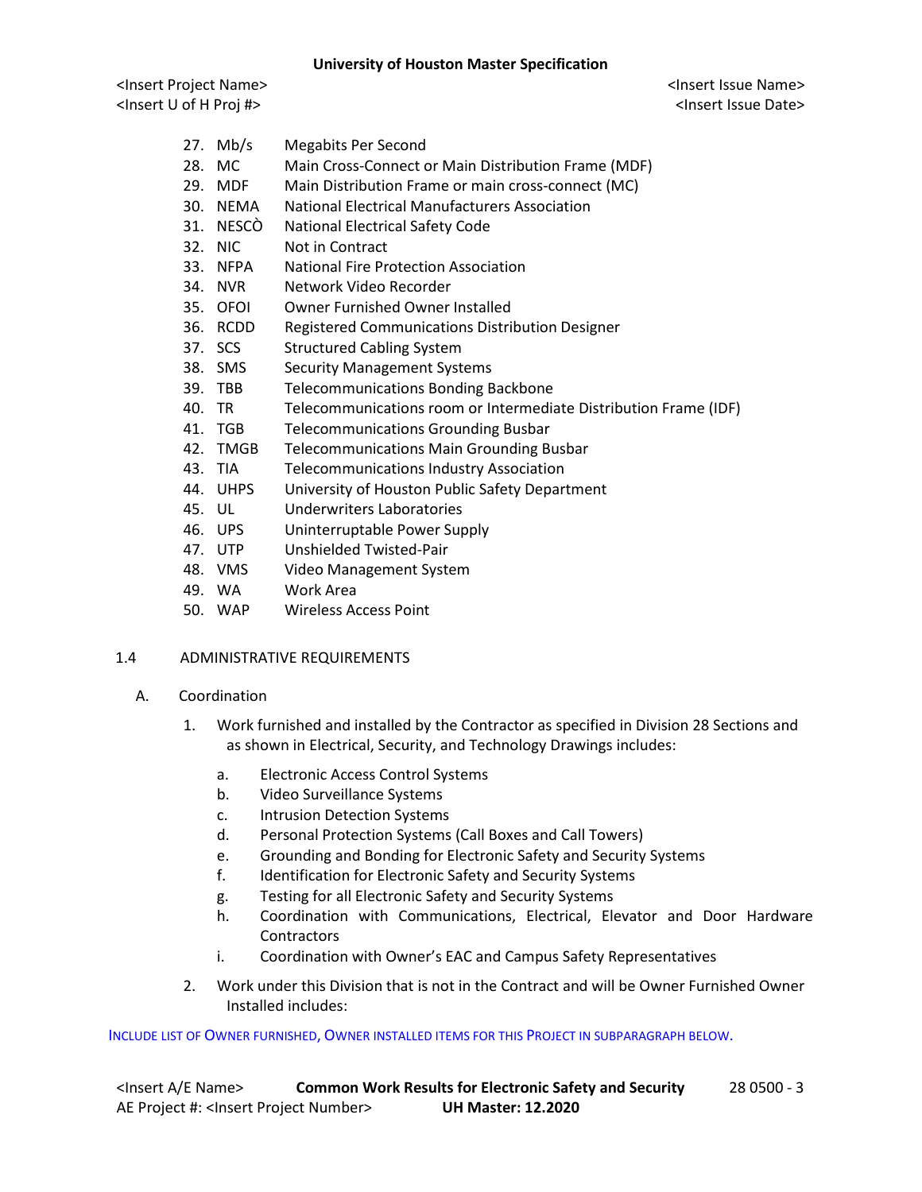27. Mb/s Megabits Per Second
28. MC Main Cross-Connect or Main Distribution Frame (MDF)
29. MDF Main Distribution Frame or main cross-connect (MC)
30. NEMA National Electrical Manufacturers Association
31. NESCÒ National Electrical Safety Code
32. NIC Not in Contract
33. NFPA National Fire Protection Association
34. NVR Network Video Recorder
35. OFOI Owner Furnished Owner Installed
36. RCDD Registered Communications Distribution Designer
37. SCS Structured Cabling System
38. SMS Security Management Systems
39. TBB Telecommunications Bonding Backbone
40. TR Telecommunications room or Intermediate Distribution Frame (IDF)
41. TGB Telecommunications Grounding Busbar
42. TMGB Telecommunications Main Grounding Busbar
43. TIA Telecommunications Industry Association
44. UHPS University of Houston Public Safety Department
45. UL Underwriters Laboratories
46. UPS Uninterruptable Power Supply
47. UTP Unshielded Twisted-Pair
48. VMS Video Management System
49. WA Work Area
50. WAP Wireless Access Point

## 1.4 ADMINISTRATIVE REQUIREMENTS

A. Coordination

1. Work furnished and installed by the Contractor as specified in Division 28 Sections and as shown in Electrical, Security, and Technology Drawings includes:

   a. Electronic Access Control Systems
   b. Video Surveillance Systems
   c. Intrusion Detection Systems
   d. Personal Protection Systems (Call Boxes and Call Towers)
   e. Grounding and Bonding for Electronic Safety and Security Systems
   f. Identification for Electronic Safety and Security Systems
   g. Testing for all Electronic Safety and Security Systems
   h. Coordination with Communications, Electrical, Elevator and Door Hardware Contractors
   i. Coordination with Owner's EAC and Campus Safety Representatives

2. Work under this Division that is not in the Contract and will be Owner Furnished Owner Installed includes:

INCLUDE LIST OF OWNER FURNISHED, OWNER INSTALLED ITEMS FOR THIS PROJECT IN SUBPARAGRAPH BELOW.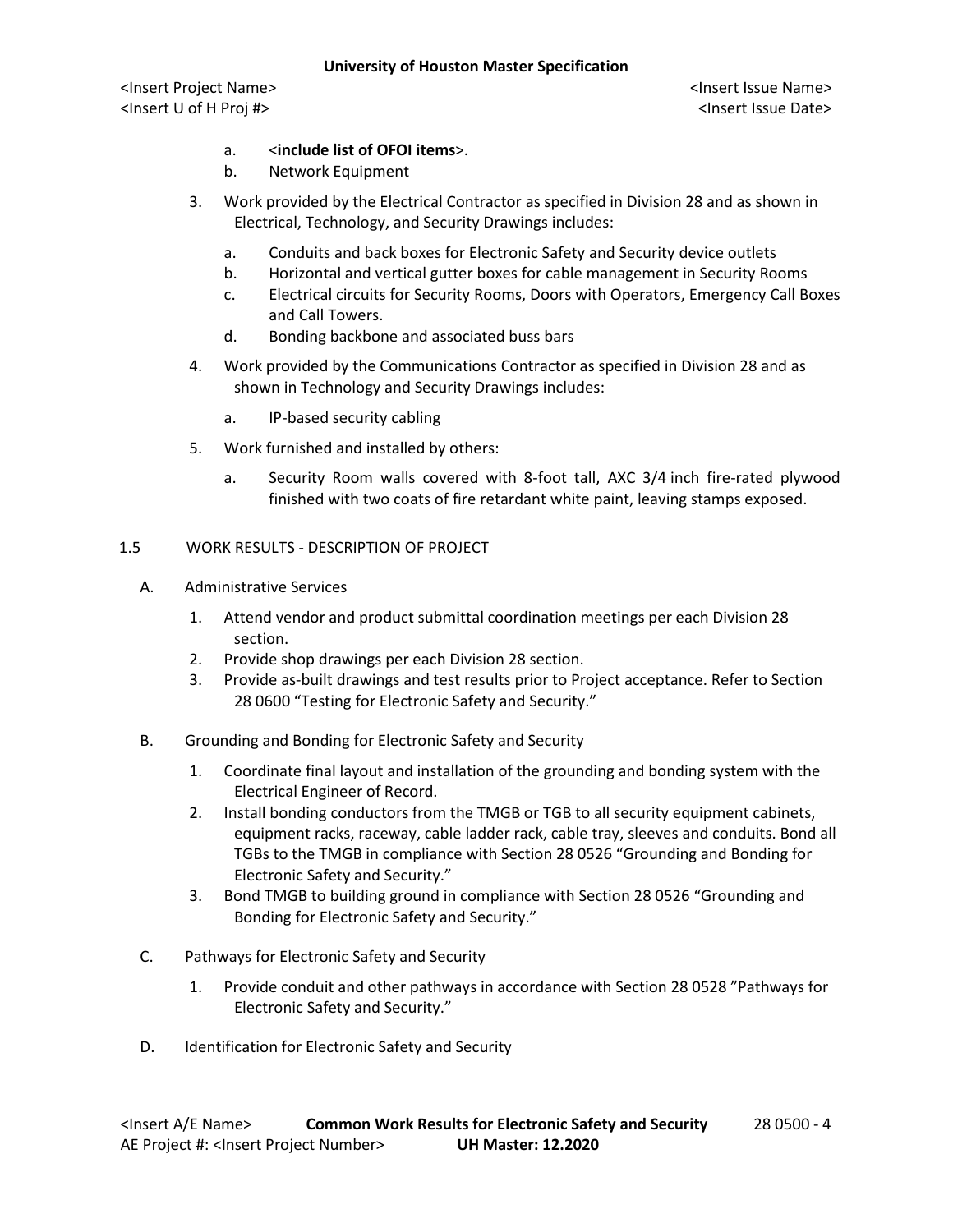a. <**include list of OFOI items**>.
b. Network Equipment

3. Work provided by the Electrical Contractor as specified in Division 28 and as shown in Electrical, Technology, and Security Drawings includes:

   a. Conduits and back boxes for Electronic Safety and Security device outlets
   b. Horizontal and vertical gutter boxes for cable management in Security Rooms
   c. Electrical circuits for Security Rooms, Doors with Operators, Emergency Call Boxes and Call Towers.
   d. Bonding backbone and associated buss bars

4. Work provided by the Communications Contractor as specified in Division 28 and as shown in Technology and Security Drawings includes:

   a. IP-based security cabling

5. Work furnished and installed by others:

   a. Security Room walls covered with 8-foot tall, AXC 3/4 inch fire-rated plywood finished with two coats of fire retardant white paint, leaving stamps exposed.

## 1.5 WORK RESULTS - DESCRIPTION OF PROJECT

A. Administrative Services

1. Attend vendor and product submittal coordination meetings per each Division 28 section.
2. Provide shop drawings per each Division 28 section.
3. Provide as-built drawings and test results prior to Project acceptance. Refer to Section 28 0600 "Testing for Electronic Safety and Security."

B. Grounding and Bonding for Electronic Safety and Security

1. Coordinate final layout and installation of the grounding and bonding system with the Electrical Engineer of Record.
2. Install bonding conductors from the TMGB or TGB to all security equipment cabinets, equipment racks, raceway, cable ladder rack, cable tray, sleeves and conduits. Bond all TGBs to the TMGB in compliance with Section 28 0526 "Grounding and Bonding for Electronic Safety and Security."
3. Bond TMGB to building ground in compliance with Section 28 0526 "Grounding and Bonding for Electronic Safety and Security."

C. Pathways for Electronic Safety and Security

1. Provide conduit and other pathways in accordance with Section 28 0528 "Pathways for Electronic Safety and Security."

D. Identification for Electronic Safety and Security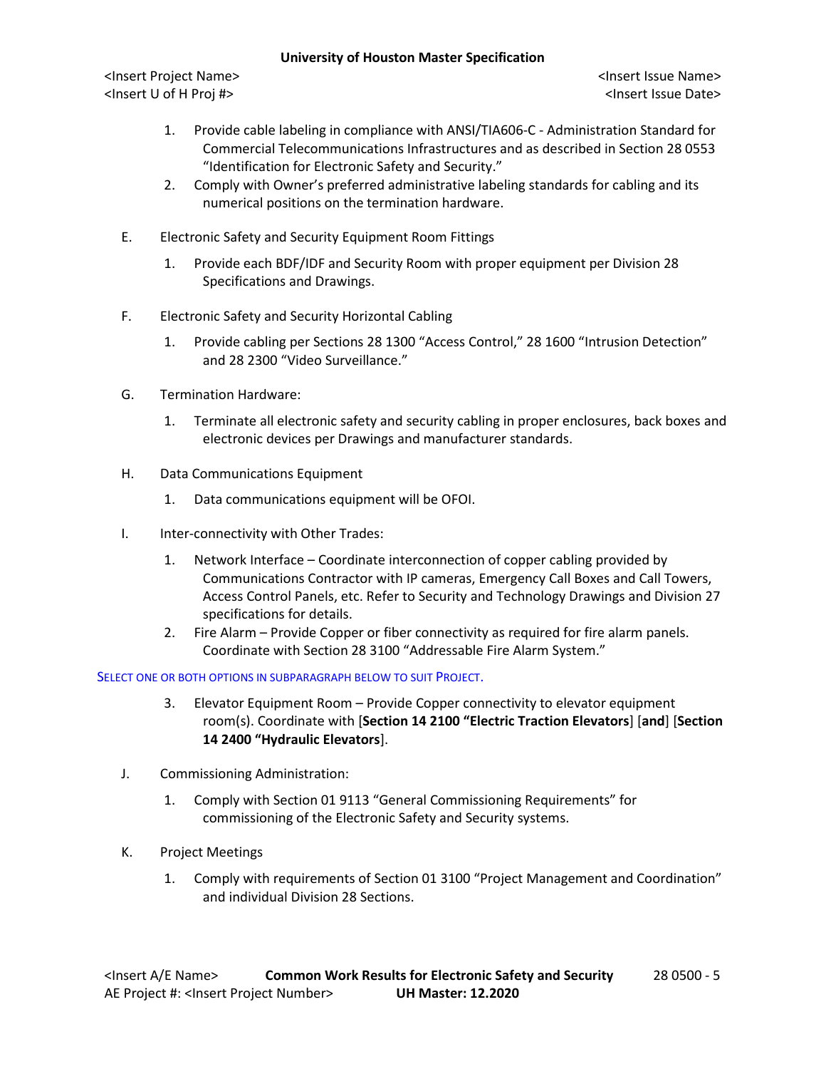1. Provide cable labeling in compliance with ANSI/TIA606-C - Administration Standard for Commercial Telecommunications Infrastructures and as described in Section 28 0553 "Identification for Electronic Safety and Security."
2. Comply with Owner's preferred administrative labeling standards for cabling and its numerical positions on the termination hardware.

E. Electronic Safety and Security Equipment Room Fittings

1. Provide each BDF/IDF and Security Room with proper equipment per Division 28 Specifications and Drawings.

F. Electronic Safety and Security Horizontal Cabling

1. Provide cabling per Sections 28 1300 "Access Control," 28 1600 "Intrusion Detection" and 28 2300 "Video Surveillance."

G. Termination Hardware:

1. Terminate all electronic safety and security cabling in proper enclosures, back boxes and electronic devices per Drawings and manufacturer standards.

H. Data Communications Equipment

1. Data communications equipment will be OFOI.

I. Inter-connectivity with Other Trades:

1. Network Interface – Coordinate interconnection of copper cabling provided by Communications Contractor with IP cameras, Emergency Call Boxes and Call Towers, Access Control Panels, etc. Refer to Security and Technology Drawings and Division 27 specifications for details.
2. Fire Alarm – Provide Copper or fiber connectivity as required for fire alarm panels. Coordinate with Section 28 3100 "Addressable Fire Alarm System."

SELECT ONE OR BOTH OPTIONS IN SUBPARAGRAPH BELOW TO SUIT PROJECT.

3. Elevator Equipment Room – Provide Copper connectivity to elevator equipment room(s). Coordinate with [**Section 14 2100 "Electric Traction Elevators**] [**and**] [**Section 14 2400 "Hydraulic Elevators**].

J. Commissioning Administration:

1. Comply with Section 01 9113 "General Commissioning Requirements" for commissioning of the Electronic Safety and Security systems.

K. Project Meetings

1. Comply with requirements of Section 01 3100 "Project Management and Coordination" and individual Division 28 Sections.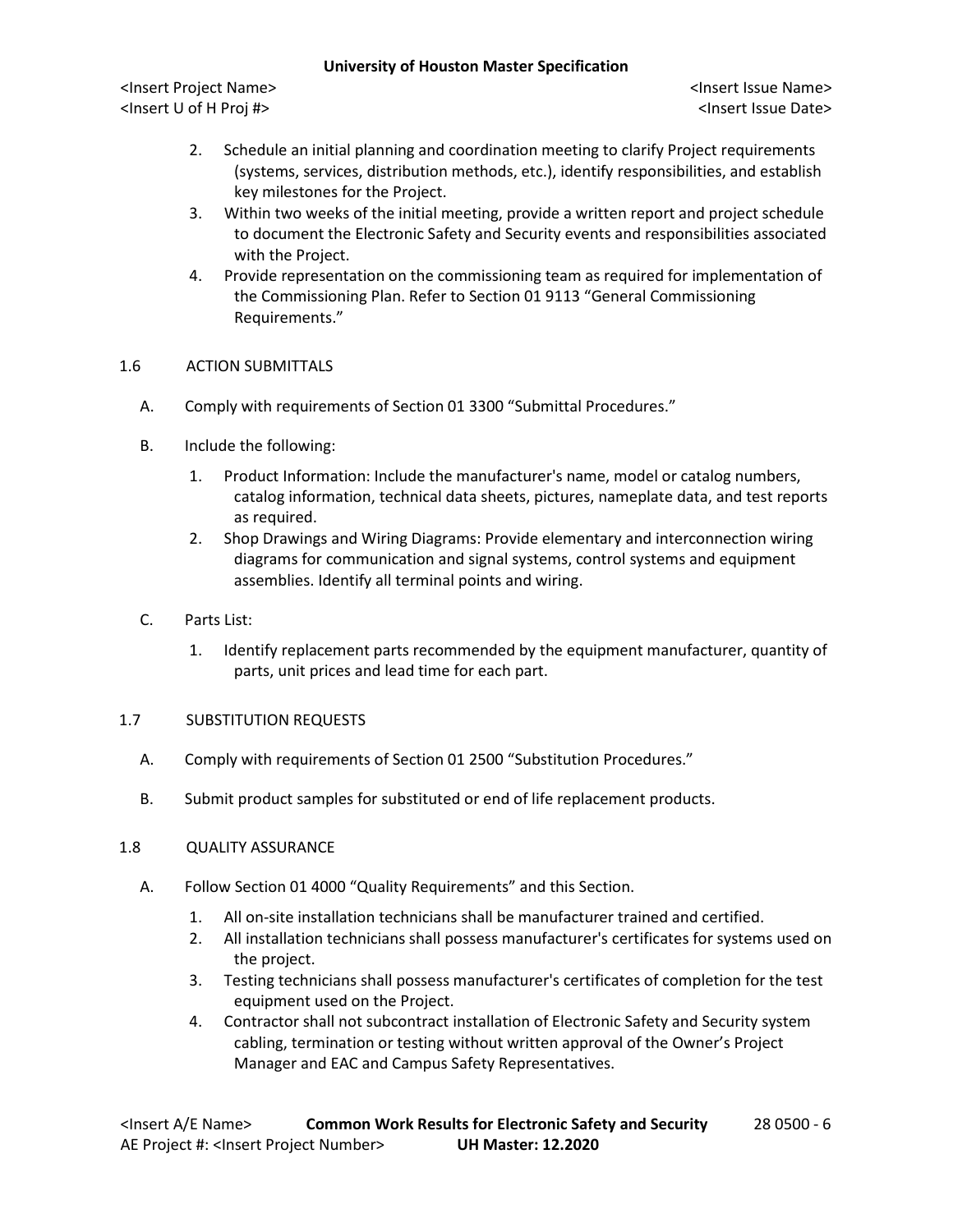2. Schedule an initial planning and coordination meeting to clarify Project requirements (systems, services, distribution methods, etc.), identify responsibilities, and establish key milestones for the Project.
3. Within two weeks of the initial meeting, provide a written report and project schedule to document the Electronic Safety and Security events and responsibilities associated with the Project.
4. Provide representation on the commissioning team as required for implementation of the Commissioning Plan. Refer to Section 01 9113 "General Commissioning Requirements."

## 1.6 ACTION SUBMITTALS

A. Comply with requirements of Section 01 3300 "Submittal Procedures."

B. Include the following:

1. Product Information: Include the manufacturer's name, model or catalog numbers, catalog information, technical data sheets, pictures, nameplate data, and test reports as required.
2. Shop Drawings and Wiring Diagrams: Provide elementary and interconnection wiring diagrams for communication and signal systems, control systems and equipment assemblies. Identify all terminal points and wiring.

C. Parts List:

1. Identify replacement parts recommended by the equipment manufacturer, quantity of parts, unit prices and lead time for each part.

## 1.7 SUBSTITUTION REQUESTS

A. Comply with requirements of Section 01 2500 "Substitution Procedures."

B. Submit product samples for substituted or end of life replacement products.

## 1.8 QUALITY ASSURANCE

A. Follow Section 01 4000 "Quality Requirements" and this Section.

1. All on-site installation technicians shall be manufacturer trained and certified.
2. All installation technicians shall possess manufacturer's certificates for systems used on the project.
3. Testing technicians shall possess manufacturer's certificates of completion for the test equipment used on the Project.
4. Contractor shall not subcontract installation of Electronic Safety and Security system cabling, termination or testing without written approval of the Owner's Project Manager and EAC and Campus Safety Representatives.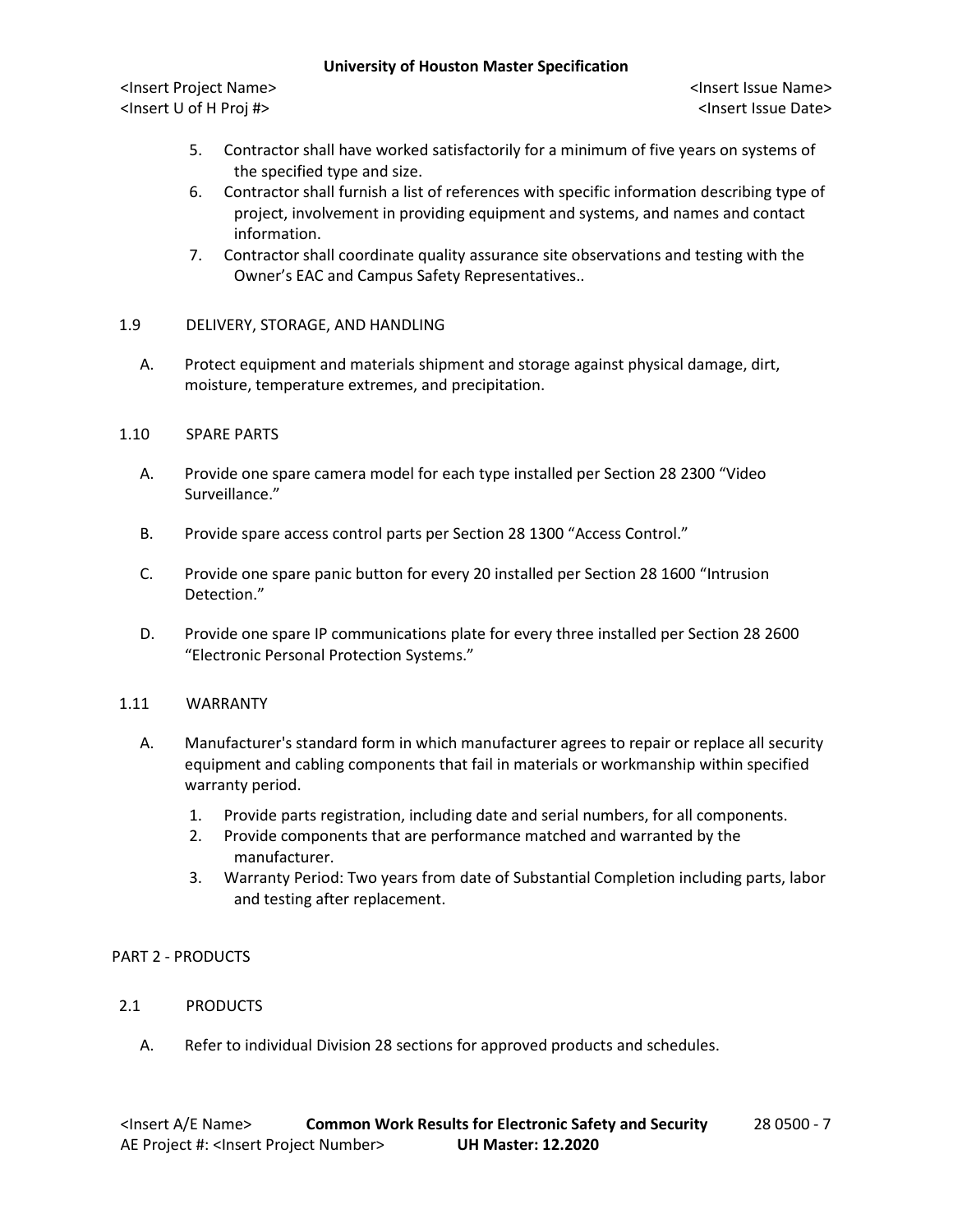5. Contractor shall have worked satisfactorily for a minimum of five years on systems of the specified type and size.
6. Contractor shall furnish a list of references with specific information describing type of project, involvement in providing equipment and systems, and names and contact information.
7. Contractor shall coordinate quality assurance site observations and testing with the Owner's EAC and Campus Safety Representatives..

## 1.9 DELIVERY, STORAGE, AND HANDLING

A. Protect equipment and materials shipment and storage against physical damage, dirt, moisture, temperature extremes, and precipitation.

## 1.10 SPARE PARTS

A. Provide one spare camera model for each type installed per Section 28 2300 "Video Surveillance."

B. Provide spare access control parts per Section 28 1300 "Access Control."

C. Provide one spare panic button for every 20 installed per Section 28 1600 "Intrusion Detection."

D. Provide one spare IP communications plate for every three installed per Section 28 2600 "Electronic Personal Protection Systems."

## 1.11 WARRANTY

A. Manufacturer's standard form in which manufacturer agrees to repair or replace all security equipment and cabling components that fail in materials or workmanship within specified warranty period.

1. Provide parts registration, including date and serial numbers, for all components.
2. Provide components that are performance matched and warranted by the manufacturer.
3. Warranty Period: Two years from date of Substantial Completion including parts, labor and testing after replacement.

# PART 2 - PRODUCTS

## 2.1 PRODUCTS

A. Refer to individual Division 28 sections for approved products and schedules.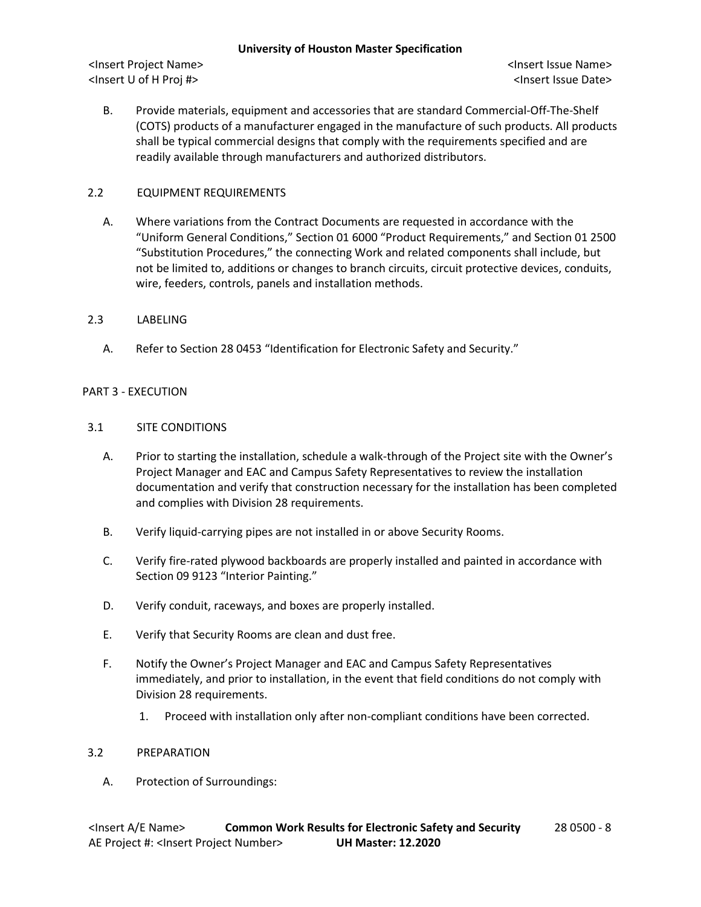B. Provide materials, equipment and accessories that are standard Commercial-Off-The-Shelf (COTS) products of a manufacturer engaged in the manufacture of such products. All products shall be typical commercial designs that comply with the requirements specified and are readily available through manufacturers and authorized distributors.

## 2.2 EQUIPMENT REQUIREMENTS

A. Where variations from the Contract Documents are requested in accordance with the "Uniform General Conditions," Section 01 6000 "Product Requirements," and Section 01 2500 "Substitution Procedures," the connecting Work and related components shall include, but not be limited to, additions or changes to branch circuits, circuit protective devices, conduits, wire, feeders, controls, panels and installation methods.

## 2.3 LABELING

A. Refer to Section 28 0453 "Identification for Electronic Safety and Security."

# PART 3 - EXECUTION

## 3.1 SITE CONDITIONS

A. Prior to starting the installation, schedule a walk-through of the Project site with the Owner's Project Manager and EAC and Campus Safety Representatives to review the installation documentation and verify that construction necessary for the installation has been completed and complies with Division 28 requirements.

B. Verify liquid-carrying pipes are not installed in or above Security Rooms.

C. Verify fire-rated plywood backboards are properly installed and painted in accordance with Section 09 9123 "Interior Painting."

D. Verify conduit, raceways, and boxes are properly installed.

E. Verify that Security Rooms are clean and dust free.

F. Notify the Owner's Project Manager and EAC and Campus Safety Representatives immediately, and prior to installation, in the event that field conditions do not comply with Division 28 requirements.

1. Proceed with installation only after non-compliant conditions have been corrected.

## 3.2 PREPARATION

A. Protection of Surroundings: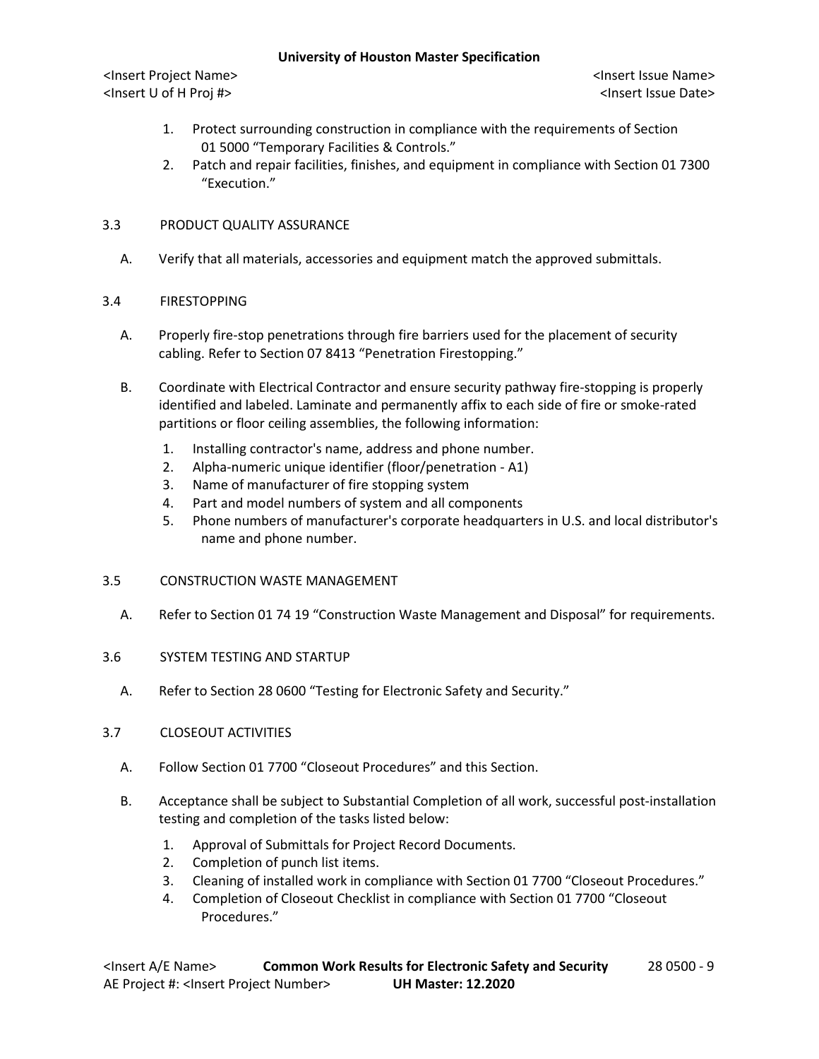1. Protect surrounding construction in compliance with the requirements of Section 01 5000 “Temporary Facilities & Controls.”
2. Patch and repair facilities, finishes, and equipment in compliance with Section 01 7300 “Execution.”

### 3.3 PRODUCT QUALITY ASSURANCE

A. Verify that all materials, accessories and equipment match the approved submittals.

### 3.4 FIRESTOPPING

A. Properly fire-stop penetrations through fire barriers used for the placement of security cabling. Refer to Section 07 8413 “Penetration Firestopping.”

B. Coordinate with Electrical Contractor and ensure security pathway fire-stopping is properly identified and labeled. Laminate and permanently affix to each side of fire or smoke-rated partitions or floor ceiling assemblies, the following information:

1. Installing contractor's name, address and phone number.
2. Alpha-numeric unique identifier (floor/penetration - A1)
3. Name of manufacturer of fire stopping system
4. Part and model numbers of system and all components
5. Phone numbers of manufacturer's corporate headquarters in U.S. and local distributor's name and phone number.

### 3.5 CONSTRUCTION WASTE MANAGEMENT

A. Refer to Section 01 74 19 “Construction Waste Management and Disposal” for requirements.

### 3.6 SYSTEM TESTING AND STARTUP

A. Refer to Section 28 0600 “Testing for Electronic Safety and Security.”

### 3.7 CLOSEOUT ACTIVITIES

A. Follow Section 01 7700 “Closeout Procedures” and this Section.

B. Acceptance shall be subject to Substantial Completion of all work, successful post-installation testing and completion of the tasks listed below:

1. Approval of Submittals for Project Record Documents.
2. Completion of punch list items.
3. Cleaning of installed work in compliance with Section 01 7700 “Closeout Procedures.”
4. Completion of Closeout Checklist in compliance with Section 01 7700 “Closeout Procedures.”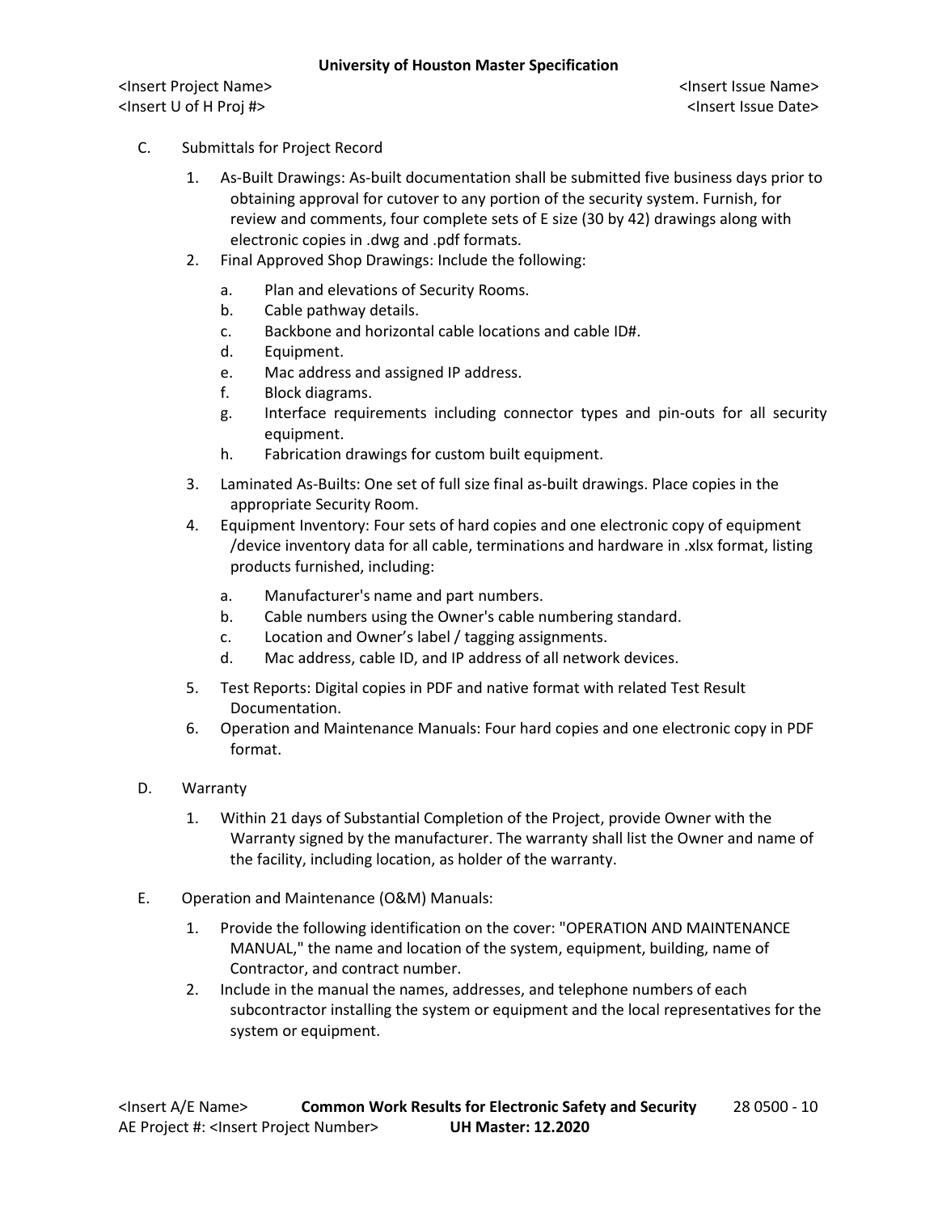C. Submittals for Project Record

1. As-Built Drawings: As-built documentation shall be submitted five business days prior to obtaining approval for cutover to any portion of the security system. Furnish, for review and comments, four complete sets of E size (30 by 42) drawings along with electronic copies in .dwg and .pdf formats.
2. Final Approved Shop Drawings: Include the following:
   a. Plan and elevations of Security Rooms.
   b. Cable pathway details.
   c. Backbone and horizontal cable locations and cable ID#.
   d. Equipment.
   e. Mac address and assigned IP address.
   f. Block diagrams.
   g. Interface requirements including connector types and pin-outs for all security equipment.
   h. Fabrication drawings for custom built equipment.
3. Laminated As-Builts: One set of full size final as-built drawings. Place copies in the appropriate Security Room.
4. Equipment Inventory: Four sets of hard copies and one electronic copy of equipment /device inventory data for all cable, terminations and hardware in .xlsx format, listing products furnished, including:
   a. Manufacturer's name and part numbers.
   b. Cable numbers using the Owner's cable numbering standard.
   c. Location and Owner's label / tagging assignments.
   d. Mac address, cable ID, and IP address of all network devices.
5. Test Reports: Digital copies in PDF and native format with related Test Result Documentation.
6. Operation and Maintenance Manuals: Four hard copies and one electronic copy in PDF format.

D. Warranty

1. Within 21 days of Substantial Completion of the Project, provide Owner with the Warranty signed by the manufacturer. The warranty shall list the Owner and name of the facility, including location, as holder of the warranty.

E. Operation and Maintenance (O&M) Manuals:

1. Provide the following identification on the cover: "OPERATION AND MAINTENANCE MANUAL," the name and location of the system, equipment, building, name of Contractor, and contract number.
2. Include in the manual the names, addresses, and telephone numbers of each subcontractor installing the system or equipment and the local representatives for the system or equipment.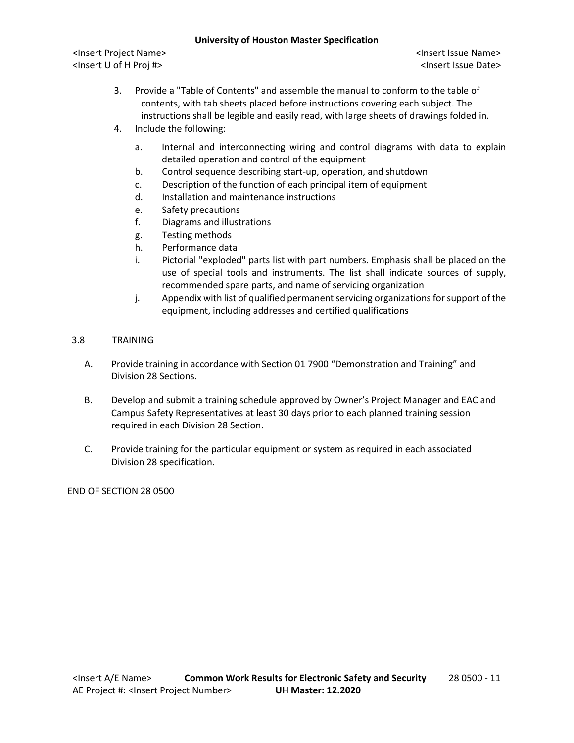3. Provide a "Table of Contents" and assemble the manual to conform to the table of contents, with tab sheets placed before instructions covering each subject. The instructions shall be legible and easily read, with large sheets of drawings folded in.
4. Include the following:
   a. Internal and interconnecting wiring and control diagrams with data to explain detailed operation and control of the equipment
   b. Control sequence describing start-up, operation, and shutdown
   c. Description of the function of each principal item of equipment
   d. Installation and maintenance instructions
   e. Safety precautions
   f. Diagrams and illustrations
   g. Testing methods
   h. Performance data
   i. Pictorial "exploded" parts list with part numbers. Emphasis shall be placed on the use of special tools and instruments. The list shall indicate sources of supply, recommended spare parts, and name of servicing organization
   j. Appendix with list of qualified permanent servicing organizations for support of the equipment, including addresses and certified qualifications

## 3.8 TRAINING

A. Provide training in accordance with Section 01 7900 “Demonstration and Training” and Division 28 Sections.

B. Develop and submit a training schedule approved by Owner’s Project Manager and EAC and Campus Safety Representatives at least 30 days prior to each planned training session required in each Division 28 Section.

C. Provide training for the particular equipment or system as required in each associated Division 28 specification.

END OF SECTION 28 0500